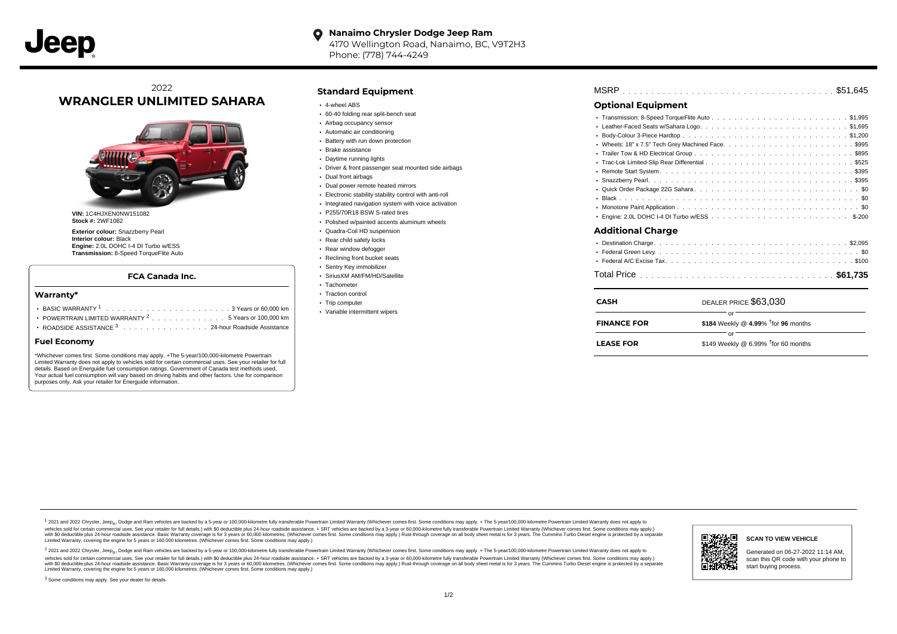**Nanaimo Chrysler Dodge Jeep Ram**
4170 Wellington Road, Nanaimo, BC, V9T2H3
Phone: (778) 744-4249

# 2022 WRANGLER UNLIMITED SAHARA

**VIN:** 1C4HJXEN0NW151082
**Stock #:** 2WF1082

**Exterior colour:** Snazzberry Pearl
**Interior colour:** Black
**Engine:** 2.0L DOHC I-4 DI Turbo w/ESS
**Transmission:** 8-Speed TorqueFlite Auto

### FCA Canada Inc.

#### Warranty*

- BASIC WARRANTY [1] . . . . . . . . . . . . . . . . . . . . . 3 Years or 60,000 km
- POWERTRAIN LIMITED WARRANTY [2] . . . . . . . . . . . . 5 Years or 100,000 km
- ROADSIDE ASSISTANCE [3] . . . . . . . . . . . . . . . 24-hour Roadside Assistance

#### Fuel Economy

*Whichever comes first. Some conditions may apply. +The 5-year/100,000-kilometre Powertrain Limited Warranty does not apply to vehicles sold for certain commercial uses. See your retailer for full details. Based on Energuide fuel consumption ratings. Government of Canada test methods used. Your actual fuel consumption will vary based on driving habits and other factors. Use for comparison purposes only. Ask your retailer for Energuide information.

## Standard Equipment

- 4-wheel ABS
- 60-40 folding rear split-bench seat
- Airbag occupancy sensor
- Automatic air conditioning
- Battery with run down protection
- Brake assistance
- Daytime running lights
- Driver & front passenger seat mounted side airbags
- Dual front airbags
- Dual power remote heated mirrors
- Electronic stability stability control with anti-roll
- Integrated navigation system with voice activation
- P255/70R18 BSW S-rated tires
- Polished w/painted accents aluminum wheels
- Quadra-Coil HD suspension
- Rear child safety locks
- Rear window defogger
- Reclining front bucket seats
- Sentry Key immobilizer
- SiriusXM AM/FM/HD/Satellite
- Tachometer
- Traction control
- Trip computer
- Variable intermittent wipers

MSRP . . . . . . . . . . . . . . . . . . . . . . . . . . . . . . . . . . . . . $51,645

## Optional Equipment

- Transmission: 8-Speed TorqueFlite Auto . . . . . . . . . . . . . . . . . . . . . . . . $1,995
- Leather-Faced Seats w/Sahara Logo. . . . . . . . . . . . . . . . . . . . . . . . . $1,695
- Body-Colour 3-Piece Hardtop . . . . . . . . . . . . . . . . . . . . . . . . . . . . $1,200
- Wheels: 18" x 7.5" Tech Grey Machined Face. . . . . . . . . . . . . . . . . . . . . . $995
- Trailer Tow & HD Electrical Group . . . . . . . . . . . . . . . . . . . . . . . . . . . $895
- Trac-Lok Limited-Slip Rear Differential . . . . . . . . . . . . . . . . . . . . . . . . . $525
- Remote Start System. . . . . . . . . . . . . . . . . . . . . . . . . . . . . . . . . $395
- Snazzberry Pearl. . . . . . . . . . . . . . . . . . . . . . . . . . . . . . . . . . $395
- Quick Order Package 22G Sahara. . . . . . . . . . . . . . . . . . . . . . . . . . . . $0
- Black . . . . . . . . . . . . . . . . . . . . . . . . . . . . . . . . . . . . . . . $0
- Monotone Paint Application . . . . . . . . . . . . . . . . . . . . . . . . . . . . . . $0
- Engine: 2.0L DOHC I-4 DI Turbo w/ESS . . . . . . . . . . . . . . . . . . . . . . . . $-200

## Additional Charge

- Destination Charge. . . . . . . . . . . . . . . . . . . . . . . . . . . . . . . . . $2,095
- Federal Green Levy. . . . . . . . . . . . . . . . . . . . . . . . . . . . . . . . . . $0
- Federal A/C Excise Tax. . . . . . . . . . . . . . . . . . . . . . . . . . . . . . . . $100

Total Price . . . . . . . . . . . . . . . . . . . . . . . . . . . . . . . . . . **$61,735**

| | |
|---|---|
| **CASH** | DEALER PRICE $63,030 |
| | or |
| **FINANCE FOR** | **$184** Weekly @ **4.99**% †for **96** months |
| | or |
| **LEASE FOR** | $149 Weekly @ 6.99% †for 60 months |

[1] 2021 and 2022 Chrysler, Jeep®, Dodge and Ram vehicles are backed by a 5-year or 100,000-kilometre fully transferable Powertrain Limited Warranty (Whichever comes first. Some conditions may apply. + The 5-year/100,000-kilometre Powertrain Limited Warranty does not apply to vehicles sold for certain commercial uses. See your retailer for full details.) with $0 deductible plus 24-hour roadside assistance. + SRT vehicles are backed by a 3-year or 60,000-kilometre fully transferable Powertrain Limited Warranty (Whichever comes first. Some conditions may apply.) with $0 deductible plus 24-hour roadside assistance. Basic Warranty coverage is for 3 years or 60,000 kilometres. (Whichever comes first. Some conditions may apply.) Rust-through coverage on all body sheet metal is for 3 years. The Cummins Turbo Diesel engine is protected by a separate Limited Warranty, covering the engine for 5 years or 160,000 kilometres. (Whichever comes first. Some conditions may apply.)

[2] 2021 and 2022 Chrysler, Jeep®, Dodge and Ram vehicles are backed by a 5-year or 100,000-kilometre fully transferable Powertrain Limited Warranty (Whichever comes first. Some conditions may apply. + The 5-year/100,000-kilometre Powertrain Limited Warranty does not apply to vehicles sold for certain commercial uses. See your retailer for full details.) with $0 deductible plus 24-hour roadside assistance. + SRT vehicles are backed by a 3-year or 60,000-kilometre fully transferable Powertrain Limited Warranty (Whichever comes first. Some conditions may apply.) with $0 deductible plus 24-hour roadside assistance. Basic Warranty coverage is for 3 years or 60,000 kilometres. (Whichever comes first. Some conditions may apply.) Rust-through coverage on all body sheet metal is for 3 years. The Cummins Turbo Diesel engine is protected by a separate Limited Warranty, covering the engine for 5 years or 160,000 kilometres. (Whichever comes first. Some conditions may apply.)

[3] Some conditions may apply. See your dealer for details.

**SCAN TO VIEW VEHICLE**

Generated on 06-27-2022 11:14 AM, scan this QR code with your phone to start buying process.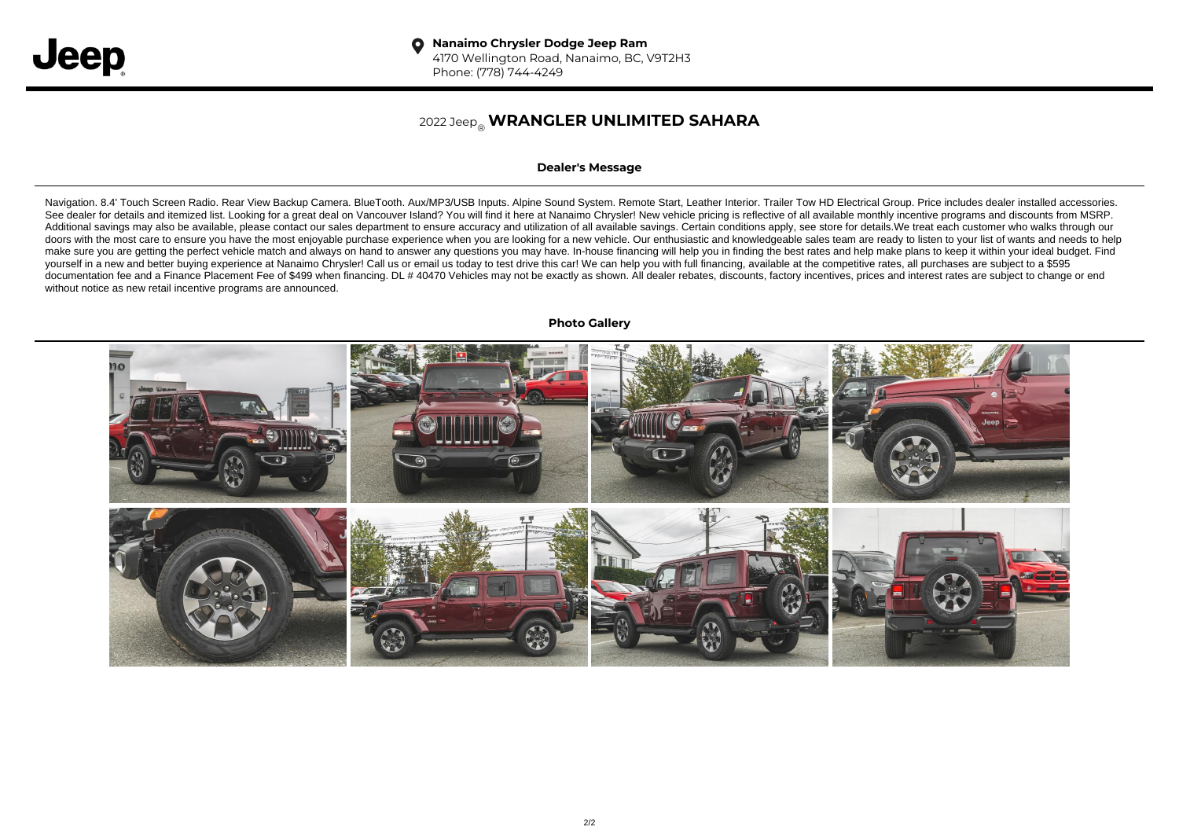Jeep

**Nanaimo Chrysler Dodge Jeep Ram**
4170 Wellington Road, Nanaimo, BC, V9T2H3
Phone: (778) 744-4249

# 2022 Jeep® WRANGLER UNLIMITED SAHARA

### Dealer's Message

Navigation. 8.4' Touch Screen Radio. Rear View Backup Camera. BlueTooth. Aux/MP3/USB Inputs. Alpine Sound System. Remote Start, Leather Interior. Trailer Tow HD Electrical Group. Price includes dealer installed accessories. See dealer for details and itemized list. Looking for a great deal on Vancouver Island? You will find it here at Nanaimo Chrysler! New vehicle pricing is reflective of all available monthly incentive programs and discounts from MSRP. Additional savings may also be available, please contact our sales department to ensure accuracy and utilization of all available savings. Certain conditions apply, see store for details.We treat each customer who walks through our doors with the most care to ensure you have the most enjoyable purchase experience when you are looking for a new vehicle. Our enthusiastic and knowledgeable sales team are ready to listen to your list of wants and needs to help make sure you are getting the perfect vehicle match and always on hand to answer any questions you may have. In-house financing will help you in finding the best rates and help make plans to keep it within your ideal budget. Find yourself in a new and better buying experience at Nanaimo Chrysler! Call us or email us today to test drive this car! We can help you with full financing, available at the competitive rates, all purchases are subject to a $595 documentation fee and a Finance Placement Fee of $499 when financing. DL # 40470 Vehicles may not be exactly as shown. All dealer rebates, discounts, factory incentives, prices and interest rates are subject to change or end without notice as new retail incentive programs are announced.

### Photo Gallery